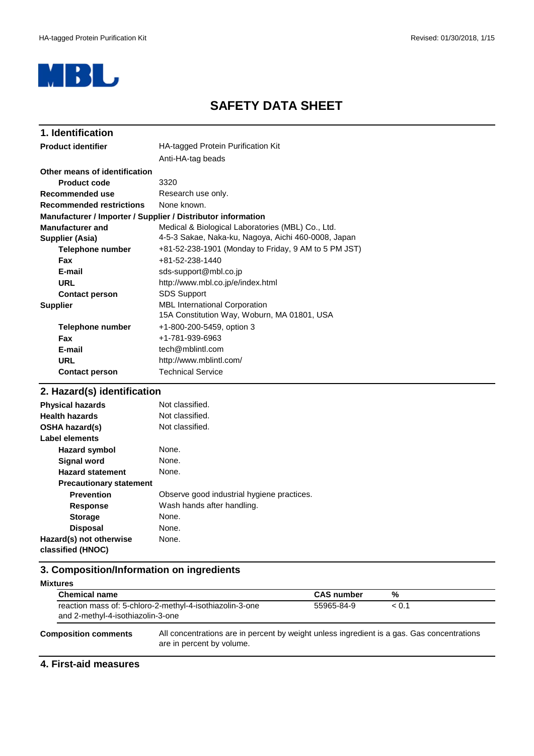# SAFETY DATA SHEET

## 1. Identification

| | |
|---|---|
| **Product identifier** | HA-tagged Protein Purification Kit |
| | Anti-HA-tag beads |
| **Other means of identification** | |
| **Product code** | 3320 |
| **Recommended use** | Research use only. |
| **Recommended restrictions** | None known. |

**Manufacturer / Importer / Supplier / Distributor information**

| | |
|---|---|
| **Manufacturer and Supplier (Asia)** | Medical & Biological Laboratories (MBL) Co., Ltd.<br>4-5-3 Sakae, Naka-ku, Nagoya, Aichi 460-0008, Japan |
| **Telephone number** | +81-52-238-1901 (Monday to Friday, 9 AM to 5 PM JST) |
| **Fax** | +81-52-238-1440 |
| **E-mail** | sds-support@mbl.co.jp |
| **URL** | http://www.mbl.co.jp/e/index.html |
| **Contact person** | SDS Support |
| **Supplier** | MBL International Corporation<br>15A Constitution Way, Woburn, MA 01801, USA |
| **Telephone number** | +1-800-200-5459, option 3 |
| **Fax** | +1-781-939-6963 |
| **E-mail** | tech@mblintl.com |
| **URL** | http://www.mblintl.com/ |
| **Contact person** | Technical Service |

## 2. Hazard(s) identification

| | |
|---|---|
| **Physical hazards** | Not classified. |
| **Health hazards** | Not classified. |
| **OSHA hazard(s)** | Not classified. |
| **Label elements** | |
| **Hazard symbol** | None. |
| **Signal word** | None. |
| **Hazard statement** | None. |
| **Precautionary statement** | |
| **Prevention** | Observe good industrial hygiene practices. |
| **Response** | Wash hands after handling. |
| **Storage** | None. |
| **Disposal** | None. |
| **Hazard(s) not otherwise classified (HNOC)** | None. |

## 3. Composition/Information on ingredients

**Mixtures**

| Chemical name | CAS number | % |
|---|---|---|
| reaction mass of: 5-chloro-2-methyl-4-isothiazolin-3-one and 2-methyl-4-isothiazolin-3-one | 55965-84-9 | < 0.1 |

**Composition comments** All concentrations are in percent by weight unless ingredient is a gas. Gas concentrations are in percent by volume.

## 4. First-aid measures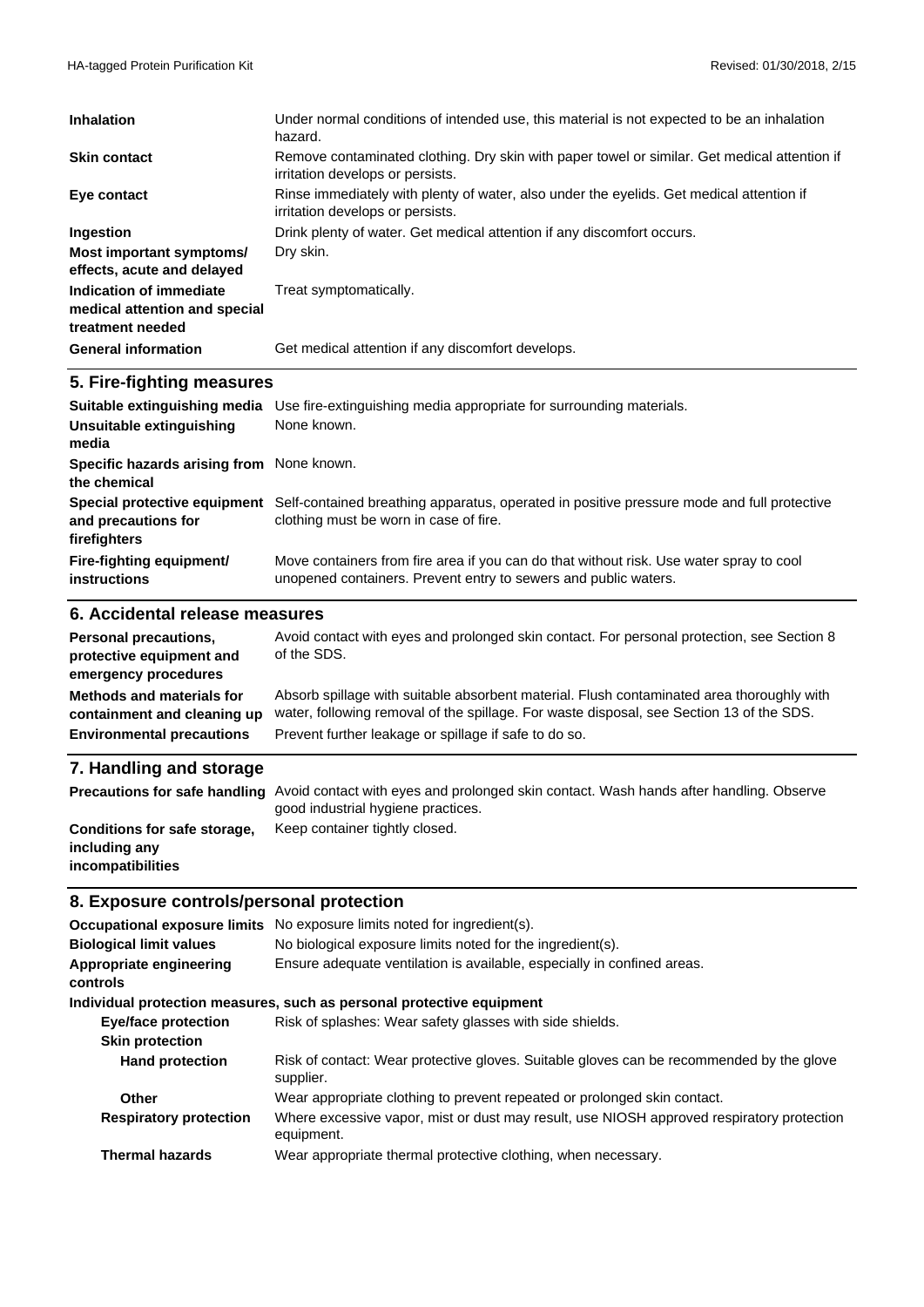| | |
|---|---|
| **Inhalation** | Under normal conditions of intended use, this material is not expected to be an inhalation hazard. |
| **Skin contact** | Remove contaminated clothing. Dry skin with paper towel or similar. Get medical attention if irritation develops or persists. |
| **Eye contact** | Rinse immediately with plenty of water, also under the eyelids. Get medical attention if irritation develops or persists. |
| **Ingestion** | Drink plenty of water. Get medical attention if any discomfort occurs. |
| **Most important symptoms/ effects, acute and delayed** | Dry skin. |
| **Indication of immediate medical attention and special treatment needed** | Treat symptomatically. |
| **General information** | Get medical attention if any discomfort develops. |

## 5. Fire-fighting measures

| | |
|---|---|
| **Suitable extinguishing media** | Use fire-extinguishing media appropriate for surrounding materials. |
| **Unsuitable extinguishing media** | None known. |
| **Specific hazards arising from the chemical** | None known. |
| **Special protective equipment and precautions for firefighters** | Self-contained breathing apparatus, operated in positive pressure mode and full protective clothing must be worn in case of fire. |
| **Fire-fighting equipment/ instructions** | Move containers from fire area if you can do that without risk. Use water spray to cool unopened containers. Prevent entry to sewers and public waters. |

## 6. Accidental release measures

| | |
|---|---|
| **Personal precautions, protective equipment and emergency procedures** | Avoid contact with eyes and prolonged skin contact. For personal protection, see Section 8 of the SDS. |
| **Methods and materials for containment and cleaning up** | Absorb spillage with suitable absorbent material. Flush contaminated area thoroughly with water, following removal of the spillage. For waste disposal, see Section 13 of the SDS. |
| **Environmental precautions** | Prevent further leakage or spillage if safe to do so. |

## 7. Handling and storage

| | |
|---|---|
| **Precautions for safe handling** | Avoid contact with eyes and prolonged skin contact. Wash hands after handling. Observe good industrial hygiene practices. |
| **Conditions for safe storage, including any incompatibilities** | Keep container tightly closed. |

## 8. Exposure controls/personal protection

| | |
|---|---|
| **Occupational exposure limits** | No exposure limits noted for ingredient(s). |
| **Biological limit values** | No biological exposure limits noted for the ingredient(s). |
| **Appropriate engineering controls** | Ensure adequate ventilation is available, especially in confined areas. |

**Individual protection measures, such as personal protective equipment**

| | |
|---|---|
| **Eye/face protection** | Risk of splashes: Wear safety glasses with side shields. |
| **Skin protection** | |
| **Hand protection** | Risk of contact: Wear protective gloves. Suitable gloves can be recommended by the glove supplier. |
| **Other** | Wear appropriate clothing to prevent repeated or prolonged skin contact. |
| **Respiratory protection** | Where excessive vapor, mist or dust may result, use NIOSH approved respiratory protection equipment. |
| **Thermal hazards** | Wear appropriate thermal protective clothing, when necessary. |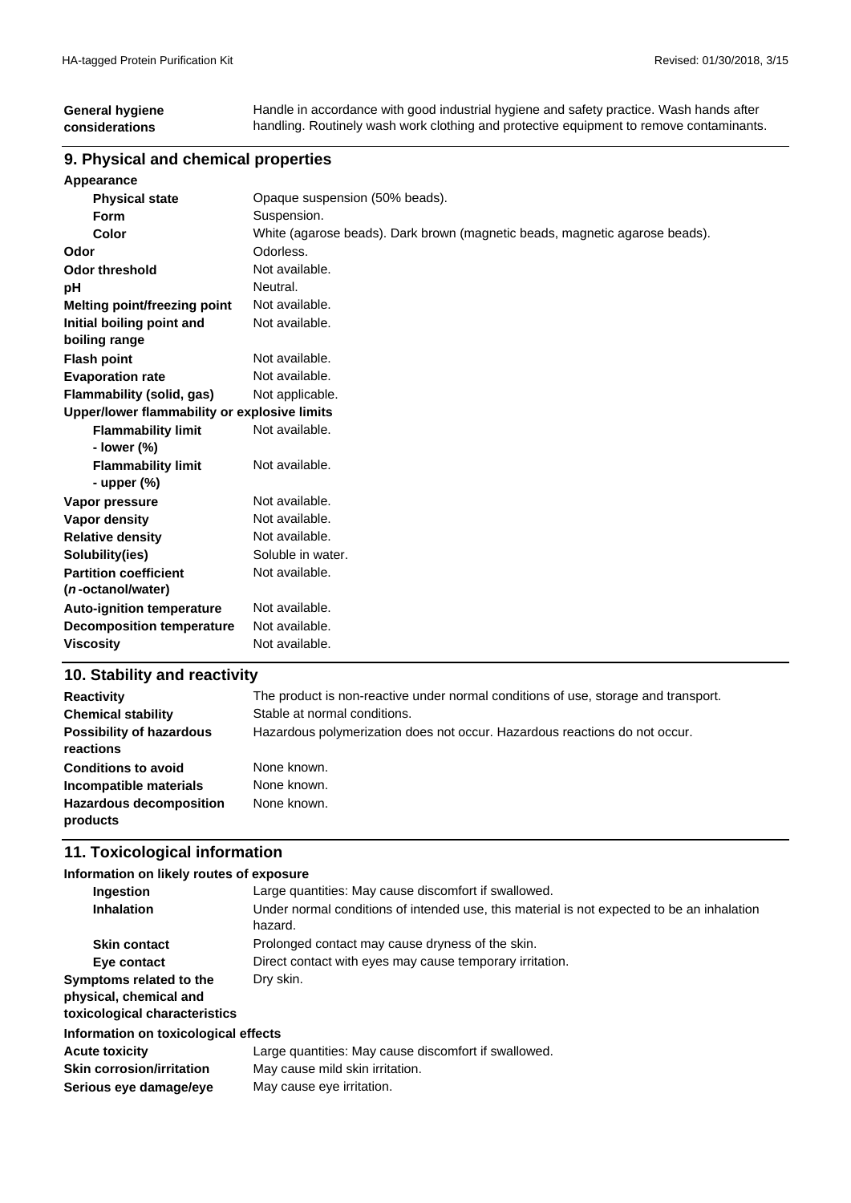| | |
|---|---|
| **General hygiene considerations** | Handle in accordance with good industrial hygiene and safety practice. Wash hands after handling. Routinely wash work clothing and protective equipment to remove contaminants. |

## 9. Physical and chemical properties

| | |
|---|---|
| **Appearance** | |
| **Physical state** | Opaque suspension (50% beads). |
| **Form** | Suspension. |
| **Color** | White (agarose beads). Dark brown (magnetic beads, magnetic agarose beads). |
| **Odor** | Odorless. |
| **Odor threshold** | Not available. |
| **pH** | Neutral. |
| **Melting point/freezing point** | Not available. |
| **Initial boiling point and boiling range** | Not available. |
| **Flash point** | Not available. |
| **Evaporation rate** | Not available. |
| **Flammability (solid, gas)** | Not applicable. |
| **Upper/lower flammability or explosive limits** | |
| **Flammability limit - lower (%)** | Not available. |
| **Flammability limit - upper (%)** | Not available. |
| **Vapor pressure** | Not available. |
| **Vapor density** | Not available. |
| **Relative density** | Not available. |
| **Solubility(ies)** | Soluble in water. |
| **Partition coefficient (*n*-octanol/water)** | Not available. |
| **Auto-ignition temperature** | Not available. |
| **Decomposition temperature** | Not available. |
| **Viscosity** | Not available. |

## 10. Stability and reactivity

| | |
|---|---|
| **Reactivity** | The product is non-reactive under normal conditions of use, storage and transport. |
| **Chemical stability** | Stable at normal conditions. |
| **Possibility of hazardous reactions** | Hazardous polymerization does not occur. Hazardous reactions do not occur. |
| **Conditions to avoid** | None known. |
| **Incompatible materials** | None known. |
| **Hazardous decomposition products** | None known. |

## 11. Toxicological information

| | |
|---|---|
| **Information on likely routes of exposure** | |
| **Ingestion** | Large quantities: May cause discomfort if swallowed. |
| **Inhalation** | Under normal conditions of intended use, this material is not expected to be an inhalation hazard. |
| **Skin contact** | Prolonged contact may cause dryness of the skin. |
| **Eye contact** | Direct contact with eyes may cause temporary irritation. |
| **Symptoms related to the physical, chemical and toxicological characteristics** | Dry skin. |
| **Information on toxicological effects** | |
| **Acute toxicity** | Large quantities: May cause discomfort if swallowed. |
| **Skin corrosion/irritation** | May cause mild skin irritation. |
| **Serious eye damage/eye** | May cause eye irritation. |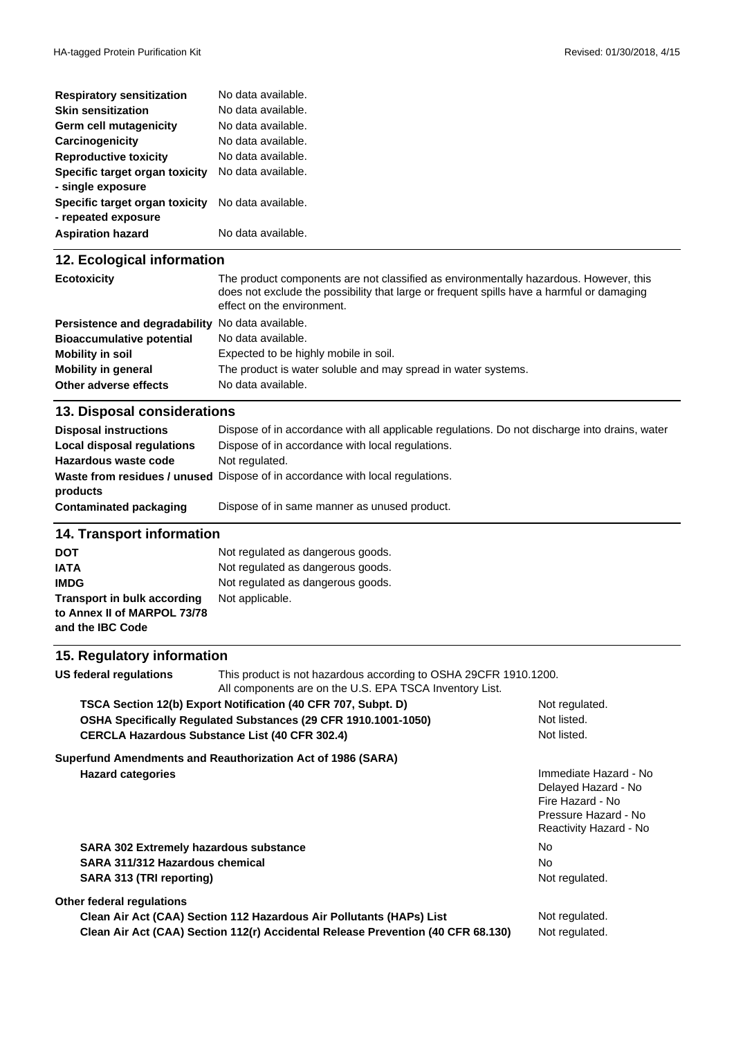| | |
|---|---|
| **Respiratory sensitization** | No data available. |
| **Skin sensitization** | No data available. |
| **Germ cell mutagenicity** | No data available. |
| **Carcinogenicity** | No data available. |
| **Reproductive toxicity** | No data available. |
| **Specific target organ toxicity - single exposure** | No data available. |
| **Specific target organ toxicity - repeated exposure** | No data available. |
| **Aspiration hazard** | No data available. |

## 12. Ecological information

| | |
|---|---|
| **Ecotoxicity** | The product components are not classified as environmentally hazardous. However, this does not exclude the possibility that large or frequent spills have a harmful or damaging effect on the environment. |
| **Persistence and degradability** | No data available. |
| **Bioaccumulative potential** | No data available. |
| **Mobility in soil** | Expected to be highly mobile in soil. |
| **Mobility in general** | The product is water soluble and may spread in water systems. |
| **Other adverse effects** | No data available. |

## 13. Disposal considerations

| | |
|---|---|
| **Disposal instructions** | Dispose of in accordance with all applicable regulations. Do not discharge into drains, water |
| **Local disposal regulations** | Dispose of in accordance with local regulations. |
| **Hazardous waste code** | Not regulated. |
| **Waste from residues / unused products** | Dispose of in accordance with local regulations. |
| **Contaminated packaging** | Dispose of in same manner as unused product. |

## 14. Transport information

| | |
|---|---|
| **DOT** | Not regulated as dangerous goods. |
| **IATA** | Not regulated as dangerous goods. |
| **IMDG** | Not regulated as dangerous goods. |
| **Transport in bulk according to Annex II of MARPOL 73/78 and the IBC Code** | Not applicable. |

## 15. Regulatory information

**US federal regulations** This product is not hazardous according to OSHA 29CFR 1910.1200. All components are on the U.S. EPA TSCA Inventory List.

| | |
|---|---|
| **TSCA Section 12(b) Export Notification (40 CFR 707, Subpt. D)** | Not regulated. |
| **OSHA Specifically Regulated Substances (29 CFR 1910.1001-1050)** | Not listed. |
| **CERCLA Hazardous Substance List (40 CFR 302.4)** | Not listed. |

**Superfund Amendments and Reauthorization Act of 1986 (SARA)**

| | |
|---|---|
| **Hazard categories** | Immediate Hazard - No<br>Delayed Hazard - No<br>Fire Hazard - No<br>Pressure Hazard - No<br>Reactivity Hazard - No |
| **SARA 302 Extremely hazardous substance** | No |
| **SARA 311/312 Hazardous chemical** | No |
| **SARA 313 (TRI reporting)** | Not regulated. |

**Other federal regulations**

| | |
|---|---|
| **Clean Air Act (CAA) Section 112 Hazardous Air Pollutants (HAPs) List** | Not regulated. |
| **Clean Air Act (CAA) Section 112(r) Accidental Release Prevention (40 CFR 68.130)** | Not regulated. |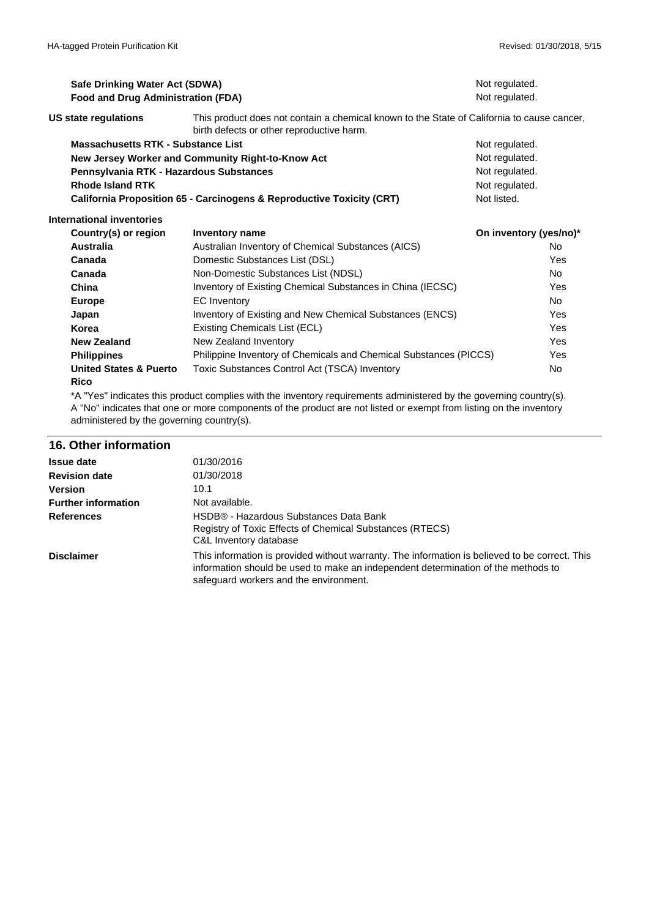| | |
|---|---|
| **Safe Drinking Water Act (SDWA)** | Not regulated. |
| **Food and Drug Administration (FDA)** | Not regulated. |

**US state regulations** This product does not contain a chemical known to the State of California to cause cancer, birth defects or other reproductive harm.

| | |
|---|---|
| **Massachusetts RTK - Substance List** | Not regulated. |
| **New Jersey Worker and Community Right-to-Know Act** | Not regulated. |
| **Pennsylvania RTK - Hazardous Substances** | Not regulated. |
| **Rhode Island RTK** | Not regulated. |
| **California Proposition 65 - Carcinogens & Reproductive Toxicity (CRT)** | Not listed. |

**International inventories**

| Country(s) or region | Inventory name | On inventory (yes/no)* |
|---|---|---|
| **Australia** | Australian Inventory of Chemical Substances (AICS) | No |
| **Canada** | Domestic Substances List (DSL) | Yes |
| **Canada** | Non-Domestic Substances List (NDSL) | No |
| **China** | Inventory of Existing Chemical Substances in China (IECSC) | Yes |
| **Europe** | EC Inventory | No |
| **Japan** | Inventory of Existing and New Chemical Substances (ENCS) | Yes |
| **Korea** | Existing Chemicals List (ECL) | Yes |
| **New Zealand** | New Zealand Inventory | Yes |
| **Philippines** | Philippine Inventory of Chemicals and Chemical Substances (PICCS) | Yes |
| **United States & Puerto Rico** | Toxic Substances Control Act (TSCA) Inventory | No |

*A "Yes" indicates this product complies with the inventory requirements administered by the governing country(s).
A "No" indicates that one or more components of the product are not listed or exempt from listing on the inventory administered by the governing country(s).

## 16. Other information

| | |
|---|---|
| **Issue date** | 01/30/2016 |
| **Revision date** | 01/30/2018 |
| **Version** | 10.1 |
| **Further information** | Not available. |
| **References** | HSDB® - Hazardous Substances Data Bank<br>Registry of Toxic Effects of Chemical Substances (RTECS)<br>C&L Inventory database |
| **Disclaimer** | This information is provided without warranty. The information is believed to be correct. This information should be used to make an independent determination of the methods to safeguard workers and the environment. |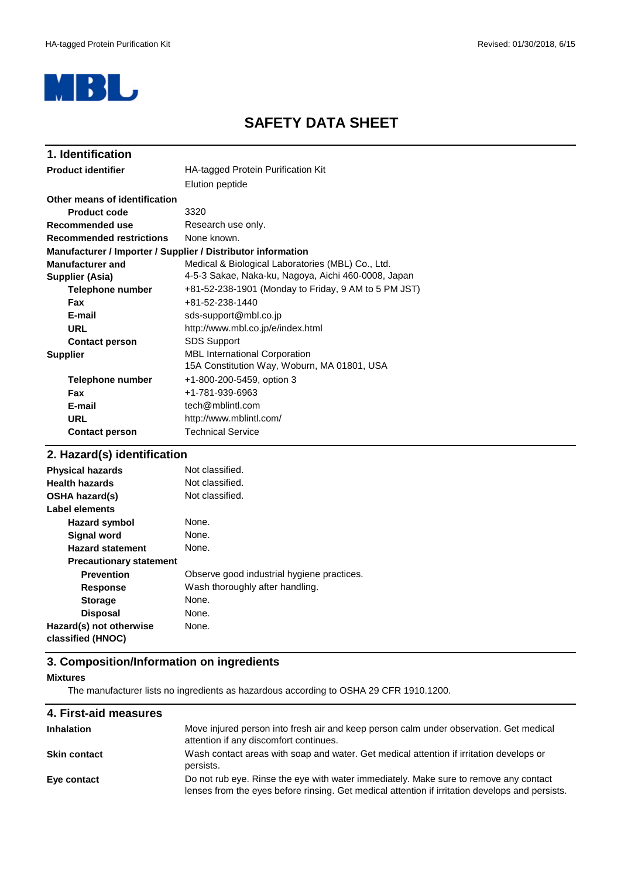MBL

# SAFETY DATA SHEET

## 1. Identification

| | |
|---|---|
| **Product identifier** | HA-tagged Protein Purification Kit<br>Elution peptide |
| **Other means of identification** | |
| **Product code** | 3320 |
| **Recommended use** | Research use only. |
| **Recommended restrictions** | None known. |

**Manufacturer / Importer / Supplier / Distributor information**

| | |
|---|---|
| **Manufacturer and Supplier (Asia)** | Medical & Biological Laboratories (MBL) Co., Ltd.<br>4-5-3 Sakae, Naka-ku, Nagoya, Aichi 460-0008, Japan |
| **Telephone number** | +81-52-238-1901 (Monday to Friday, 9 AM to 5 PM JST) |
| **Fax** | +81-52-238-1440 |
| **E-mail** | sds-support@mbl.co.jp |
| **URL** | http://www.mbl.co.jp/e/index.html |
| **Contact person** | SDS Support |
| **Supplier** | MBL International Corporation<br>15A Constitution Way, Woburn, MA 01801, USA |
| **Telephone number** | +1-800-200-5459, option 3 |
| **Fax** | +1-781-939-6963 |
| **E-mail** | tech@mblintl.com |
| **URL** | http://www.mblintl.com/ |
| **Contact person** | Technical Service |

## 2. Hazard(s) identification

| | |
|---|---|
| **Physical hazards** | Not classified. |
| **Health hazards** | Not classified. |
| **OSHA hazard(s)** | Not classified. |
| **Label elements** | |
| **Hazard symbol** | None. |
| **Signal word** | None. |
| **Hazard statement** | None. |
| **Precautionary statement** | |
| **Prevention** | Observe good industrial hygiene practices. |
| **Response** | Wash thoroughly after handling. |
| **Storage** | None. |
| **Disposal** | None. |
| **Hazard(s) not otherwise classified (HNOC)** | None. |

## 3. Composition/Information on ingredients

**Mixtures**

The manufacturer lists no ingredients as hazardous according to OSHA 29 CFR 1910.1200.

## 4. First-aid measures

| | |
|---|---|
| **Inhalation** | Move injured person into fresh air and keep person calm under observation. Get medical attention if any discomfort continues. |
| **Skin contact** | Wash contact areas with soap and water. Get medical attention if irritation develops or persists. |
| **Eye contact** | Do not rub eye. Rinse the eye with water immediately. Make sure to remove any contact lenses from the eyes before rinsing. Get medical attention if irritation develops and persists. |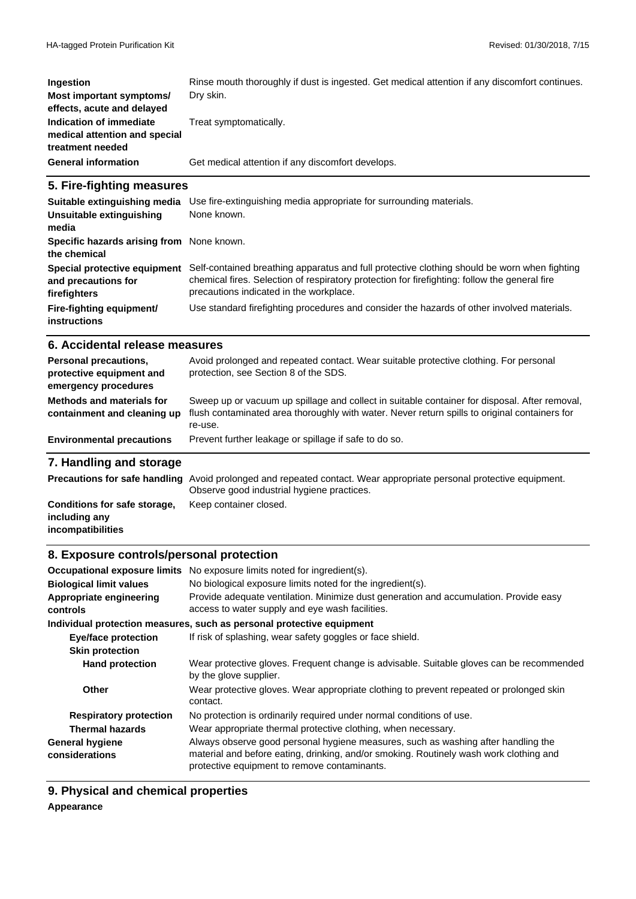| | |
|---|---|
| **Ingestion** | Rinse mouth thoroughly if dust is ingested. Get medical attention if any discomfort continues. |
| **Most important symptoms/ effects, acute and delayed** | Dry skin. |
| **Indication of immediate medical attention and special treatment needed** | Treat symptomatically. |
| **General information** | Get medical attention if any discomfort develops. |

## 5. Fire-fighting measures

| | |
|---|---|
| **Suitable extinguishing media** | Use fire-extinguishing media appropriate for surrounding materials. |
| **Unsuitable extinguishing media** | None known. |
| **Specific hazards arising from the chemical** | None known. |
| **Special protective equipment and precautions for firefighters** | Self-contained breathing apparatus and full protective clothing should be worn when fighting chemical fires. Selection of respiratory protection for firefighting: follow the general fire precautions indicated in the workplace. |
| **Fire-fighting equipment/ instructions** | Use standard firefighting procedures and consider the hazards of other involved materials. |

## 6. Accidental release measures

| | |
|---|---|
| **Personal precautions, protective equipment and emergency procedures** | Avoid prolonged and repeated contact. Wear suitable protective clothing. For personal protection, see Section 8 of the SDS. |
| **Methods and materials for containment and cleaning up** | Sweep up or vacuum up spillage and collect in suitable container for disposal. After removal, flush contaminated area thoroughly with water. Never return spills to original containers for re-use. |
| **Environmental precautions** | Prevent further leakage or spillage if safe to do so. |

## 7. Handling and storage

| | |
|---|---|
| **Precautions for safe handling** | Avoid prolonged and repeated contact. Wear appropriate personal protective equipment. Observe good industrial hygiene practices. |
| **Conditions for safe storage, including any incompatibilities** | Keep container closed. |

## 8. Exposure controls/personal protection

| | |
|---|---|
| **Occupational exposure limits** | No exposure limits noted for ingredient(s). |
| **Biological limit values** | No biological exposure limits noted for the ingredient(s). |
| **Appropriate engineering controls** | Provide adequate ventilation. Minimize dust generation and accumulation. Provide easy access to water supply and eye wash facilities. |

**Individual protection measures, such as personal protective equipment**

| | |
|---|---|
| **Eye/face protection** | If risk of splashing, wear safety goggles or face shield. |
| **Skin protection** | |
| **Hand protection** | Wear protective gloves. Frequent change is advisable. Suitable gloves can be recommended by the glove supplier. |
| **Other** | Wear protective gloves. Wear appropriate clothing to prevent repeated or prolonged skin contact. |
| **Respiratory protection** | No protection is ordinarily required under normal conditions of use. |
| **Thermal hazards** | Wear appropriate thermal protective clothing, when necessary. |
| **General hygiene considerations** | Always observe good personal hygiene measures, such as washing after handling the material and before eating, drinking, and/or smoking. Routinely wash work clothing and protective equipment to remove contaminants. |

## 9. Physical and chemical properties

**Appearance**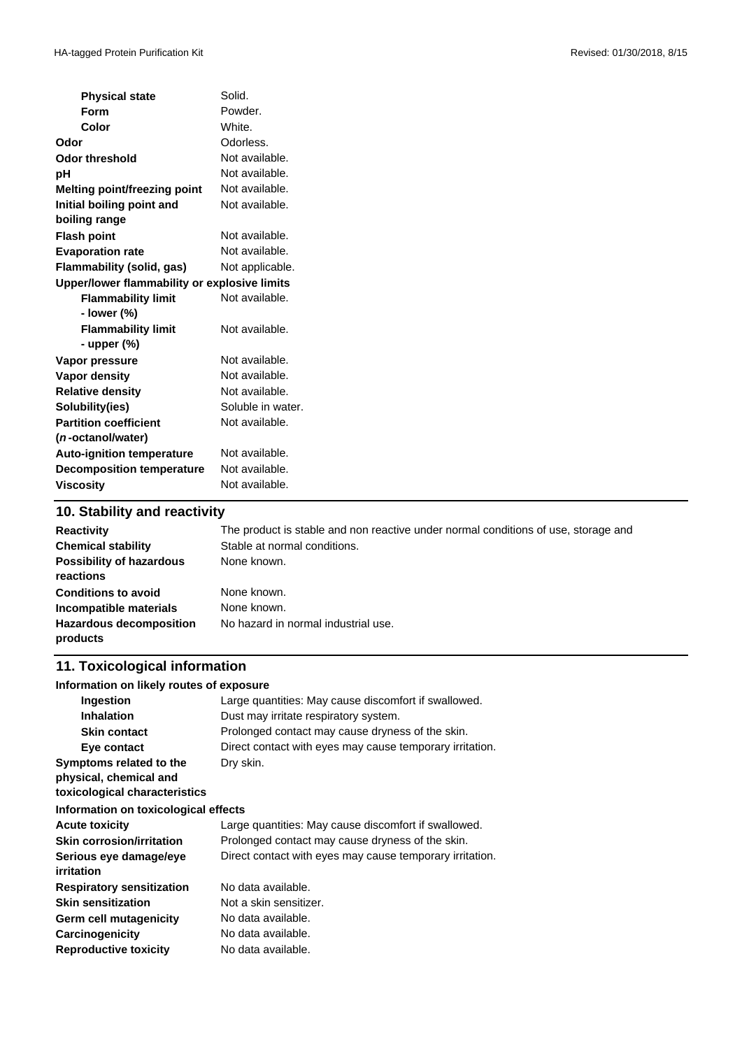| Property | Value |
| --- | --- |
| **Physical state** | Solid. |
| **Form** | Powder. |
| **Color** | White. |
| **Odor** | Odorless. |
| **Odor threshold** | Not available. |
| **pH** | Not available. |
| **Melting point/freezing point** | Not available. |
| **Initial boiling point and boiling range** | Not available. |
| **Flash point** | Not available. |
| **Evaporation rate** | Not available. |
| **Flammability (solid, gas)** | Not applicable. |
| **Upper/lower flammability or explosive limits** | |
| **Flammability limit - lower (%)** | Not available. |
| **Flammability limit - upper (%)** | Not available. |
| **Vapor pressure** | Not available. |
| **Vapor density** | Not available. |
| **Relative density** | Not available. |
| **Solubility(ies)** | Soluble in water. |
| **Partition coefficient (*n*-octanol/water)** | Not available. |
| **Auto-ignition temperature** | Not available. |
| **Decomposition temperature** | Not available. |
| **Viscosity** | Not available. |

## 10. Stability and reactivity

| Property | Value |
| --- | --- |
| **Reactivity** | The product is stable and non reactive under normal conditions of use, storage and |
| **Chemical stability** | Stable at normal conditions. |
| **Possibility of hazardous reactions** | None known. |
| **Conditions to avoid** | None known. |
| **Incompatible materials** | None known. |
| **Hazardous decomposition products** | No hazard in normal industrial use. |

## 11. Toxicological information

**Information on likely routes of exposure**

| Route | Information |
| --- | --- |
| **Ingestion** | Large quantities: May cause discomfort if swallowed. |
| **Inhalation** | Dust may irritate respiratory system. |
| **Skin contact** | Prolonged contact may cause dryness of the skin. |
| **Eye contact** | Direct contact with eyes may cause temporary irritation. |
| **Symptoms related to the physical, chemical and toxicological characteristics** | Dry skin. |

**Information on toxicological effects**

| Effect | Information |
| --- | --- |
| **Acute toxicity** | Large quantities: May cause discomfort if swallowed. |
| **Skin corrosion/irritation** | Prolonged contact may cause dryness of the skin. |
| **Serious eye damage/eye irritation** | Direct contact with eyes may cause temporary irritation. |
| **Respiratory sensitization** | No data available. |
| **Skin sensitization** | Not a skin sensitizer. |
| **Germ cell mutagenicity** | No data available. |
| **Carcinogenicity** | No data available. |
| **Reproductive toxicity** | No data available. |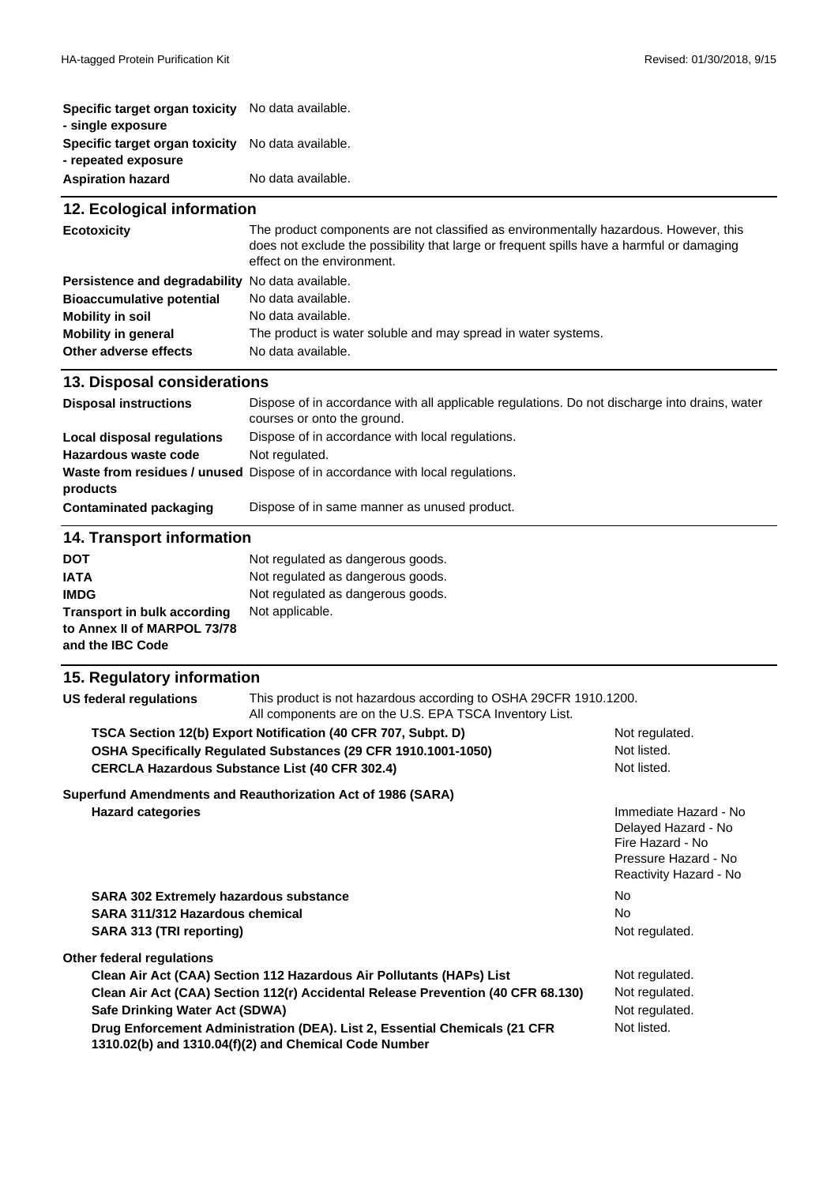| | |
|---|---|
| **Specific target organ toxicity - single exposure** | No data available. |
| **Specific target organ toxicity - repeated exposure** | No data available. |
| **Aspiration hazard** | No data available. |

## 12. Ecological information

| | |
|---|---|
| **Ecotoxicity** | The product components are not classified as environmentally hazardous. However, this does not exclude the possibility that large or frequent spills have a harmful or damaging effect on the environment. |
| **Persistence and degradability** | No data available. |
| **Bioaccumulative potential** | No data available. |
| **Mobility in soil** | No data available. |
| **Mobility in general** | The product is water soluble and may spread in water systems. |
| **Other adverse effects** | No data available. |

## 13. Disposal considerations

| | |
|---|---|
| **Disposal instructions** | Dispose of in accordance with all applicable regulations. Do not discharge into drains, water courses or onto the ground. |
| **Local disposal regulations** | Dispose of in accordance with local regulations. |
| **Hazardous waste code** | Not regulated. |
| **Waste from residues / unused products** | Dispose of in accordance with local regulations. |
| **Contaminated packaging** | Dispose of in same manner as unused product. |

## 14. Transport information

| | |
|---|---|
| **DOT** | Not regulated as dangerous goods. |
| **IATA** | Not regulated as dangerous goods. |
| **IMDG** | Not regulated as dangerous goods. |
| **Transport in bulk according to Annex II of MARPOL 73/78 and the IBC Code** | Not applicable. |

## 15. Regulatory information

**US federal regulations** This product is not hazardous according to OSHA 29CFR 1910.1200.
All components are on the U.S. EPA TSCA Inventory List.

| | |
|---|---|
| **TSCA Section 12(b) Export Notification (40 CFR 707, Subpt. D)** | Not regulated. |
| **OSHA Specifically Regulated Substances (29 CFR 1910.1001-1050)** | Not listed. |
| **CERCLA Hazardous Substance List (40 CFR 302.4)** | Not listed. |

**Superfund Amendments and Reauthorization Act of 1986 (SARA)**

| | |
|---|---|
| **Hazard categories** | Immediate Hazard - No<br>Delayed Hazard - No<br>Fire Hazard - No<br>Pressure Hazard - No<br>Reactivity Hazard - No |
| **SARA 302 Extremely hazardous substance** | No |
| **SARA 311/312 Hazardous chemical** | No |
| **SARA 313 (TRI reporting)** | Not regulated. |

**Other federal regulations**

| | |
|---|---|
| **Clean Air Act (CAA) Section 112 Hazardous Air Pollutants (HAPs) List** | Not regulated. |
| **Clean Air Act (CAA) Section 112(r) Accidental Release Prevention (40 CFR 68.130)** | Not regulated. |
| **Safe Drinking Water Act (SDWA)** | Not regulated. |
| **Drug Enforcement Administration (DEA). List 2, Essential Chemicals (21 CFR 1310.02(b) and 1310.04(f)(2) and Chemical Code Number** | Not listed. |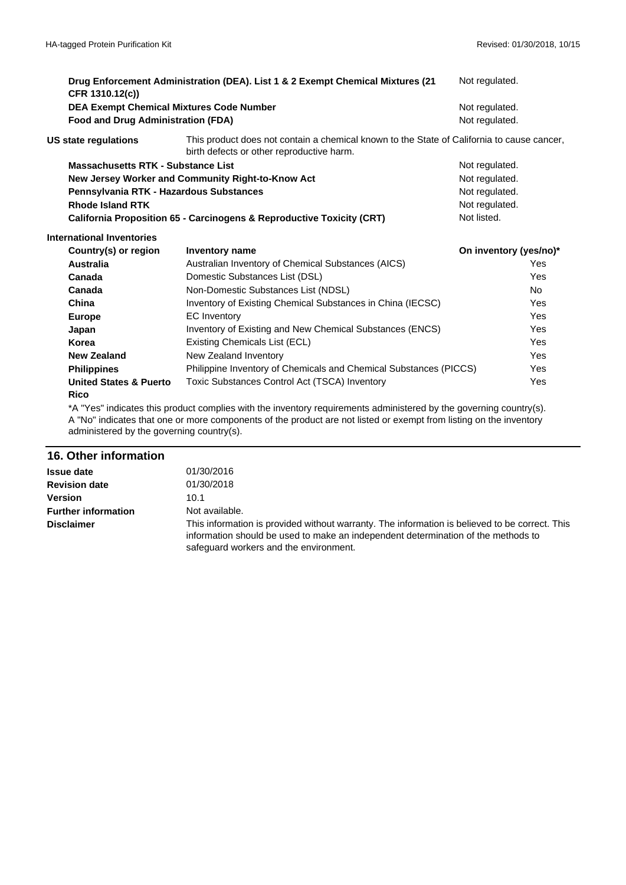| | |
|---|---|
| **Drug Enforcement Administration (DEA). List 1 & 2 Exempt Chemical Mixtures (21 CFR 1310.12(c))** | Not regulated. |
| **DEA Exempt Chemical Mixtures Code Number** | Not regulated. |
| **Food and Drug Administration (FDA)** | Not regulated. |

**US state regulations** This product does not contain a chemical known to the State of California to cause cancer, birth defects or other reproductive harm.

| | |
|---|---|
| **Massachusetts RTK - Substance List** | Not regulated. |
| **New Jersey Worker and Community Right-to-Know Act** | Not regulated. |
| **Pennsylvania RTK - Hazardous Substances** | Not regulated. |
| **Rhode Island RTK** | Not regulated. |
| **California Proposition 65 - Carcinogens & Reproductive Toxicity (CRT)** | Not listed. |

**International Inventories**

| Country(s) or region | Inventory name | On inventory (yes/no)* |
|---|---|---|
| **Australia** | Australian Inventory of Chemical Substances (AICS) | Yes |
| **Canada** | Domestic Substances List (DSL) | Yes |
| **Canada** | Non-Domestic Substances List (NDSL) | No |
| **China** | Inventory of Existing Chemical Substances in China (IECSC) | Yes |
| **Europe** | EC Inventory | Yes |
| **Japan** | Inventory of Existing and New Chemical Substances (ENCS) | Yes |
| **Korea** | Existing Chemicals List (ECL) | Yes |
| **New Zealand** | New Zealand Inventory | Yes |
| **Philippines** | Philippine Inventory of Chemicals and Chemical Substances (PICCS) | Yes |
| **United States & Puerto Rico** | Toxic Substances Control Act (TSCA) Inventory | Yes |

*A "Yes" indicates this product complies with the inventory requirements administered by the governing country(s).
A "No" indicates that one or more components of the product are not listed or exempt from listing on the inventory administered by the governing country(s).

## 16. Other information

| | |
|---|---|
| **Issue date** | 01/30/2016 |
| **Revision date** | 01/30/2018 |
| **Version** | 10.1 |
| **Further information** | Not available. |
| **Disclaimer** | This information is provided without warranty. The information is believed to be correct. This information should be used to make an independent determination of the methods to safeguard workers and the environment. |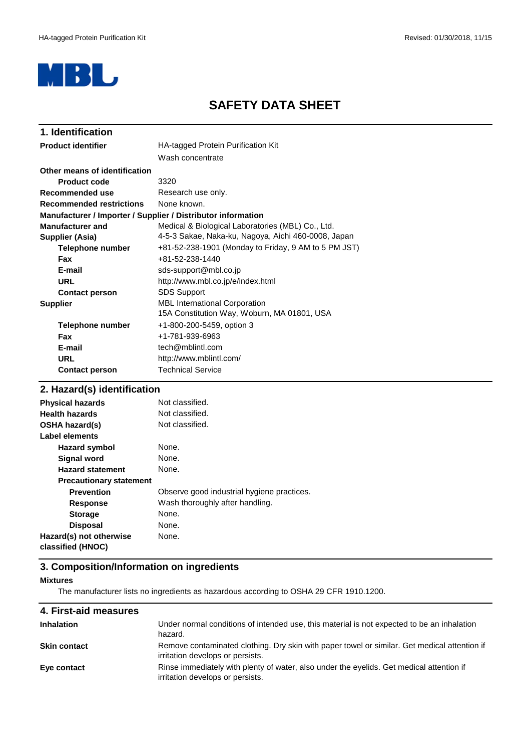# SAFETY DATA SHEET

## 1. Identification

| | |
|---|---|
| **Product identifier** | HA-tagged Protein Purification Kit<br>Wash concentrate |
| **Other means of identification** | |
| **Product code** | 3320 |
| **Recommended use** | Research use only. |
| **Recommended restrictions** | None known. |
| **Manufacturer / Importer / Supplier / Distributor information** | |
| **Manufacturer and Supplier (Asia)** | Medical & Biological Laboratories (MBL) Co., Ltd.<br>4-5-3 Sakae, Naka-ku, Nagoya, Aichi 460-0008, Japan |
| **Telephone number** | +81-52-238-1901 (Monday to Friday, 9 AM to 5 PM JST) |
| **Fax** | +81-52-238-1440 |
| **E-mail** | sds-support@mbl.co.jp |
| **URL** | http://www.mbl.co.jp/e/index.html |
| **Contact person** | SDS Support |
| **Supplier** | MBL International Corporation<br>15A Constitution Way, Woburn, MA 01801, USA |
| **Telephone number** | +1-800-200-5459, option 3 |
| **Fax** | +1-781-939-6963 |
| **E-mail** | tech@mblintl.com |
| **URL** | http://www.mblintl.com/ |
| **Contact person** | Technical Service |

## 2. Hazard(s) identification

| | |
|---|---|
| **Physical hazards** | Not classified. |
| **Health hazards** | Not classified. |
| **OSHA hazard(s)** | Not classified. |
| **Label elements** | |
| **Hazard symbol** | None. |
| **Signal word** | None. |
| **Hazard statement** | None. |
| **Precautionary statement** | |
| **Prevention** | Observe good industrial hygiene practices. |
| **Response** | Wash thoroughly after handling. |
| **Storage** | None. |
| **Disposal** | None. |
| **Hazard(s) not otherwise classified (HNOC)** | None. |

## 3. Composition/Information on ingredients

**Mixtures**

The manufacturer lists no ingredients as hazardous according to OSHA 29 CFR 1910.1200.

## 4. First-aid measures

| | |
|---|---|
| **Inhalation** | Under normal conditions of intended use, this material is not expected to be an inhalation hazard. |
| **Skin contact** | Remove contaminated clothing. Dry skin with paper towel or similar. Get medical attention if irritation develops or persists. |
| **Eye contact** | Rinse immediately with plenty of water, also under the eyelids. Get medical attention if irritation develops or persists. |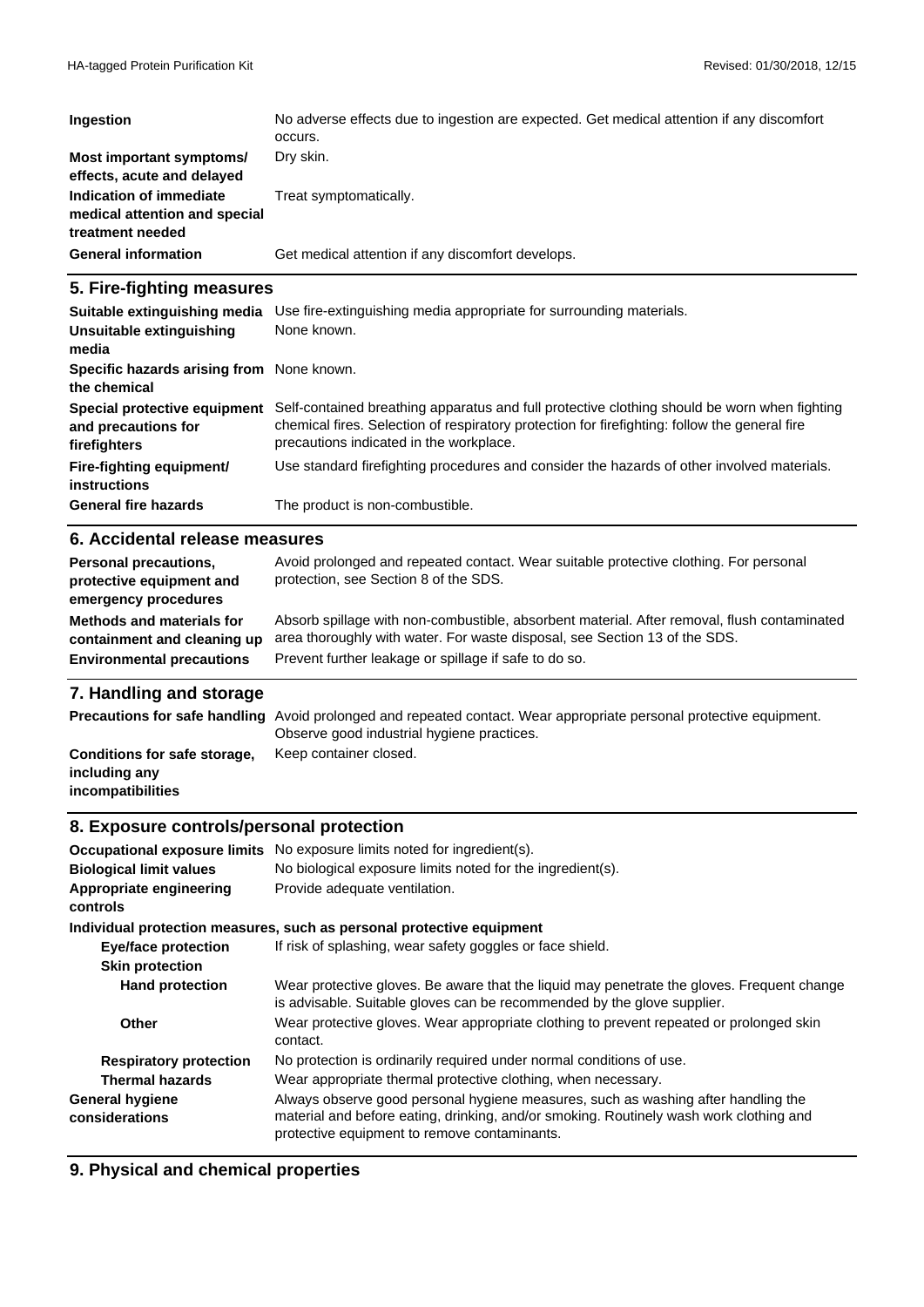| | |
|---|---|
| **Ingestion** | No adverse effects due to ingestion are expected. Get medical attention if any discomfort occurs. |
| **Most important symptoms/ effects, acute and delayed** | Dry skin. |
| **Indication of immediate medical attention and special treatment needed** | Treat symptomatically. |
| **General information** | Get medical attention if any discomfort develops. |

## 5. Fire-fighting measures

| | |
|---|---|
| **Suitable extinguishing media** | Use fire-extinguishing media appropriate for surrounding materials. |
| **Unsuitable extinguishing media** | None known. |
| **Specific hazards arising from the chemical** | None known. |
| **Special protective equipment and precautions for firefighters** | Self-contained breathing apparatus and full protective clothing should be worn when fighting chemical fires. Selection of respiratory protection for firefighting: follow the general fire precautions indicated in the workplace. |
| **Fire-fighting equipment/ instructions** | Use standard firefighting procedures and consider the hazards of other involved materials. |
| **General fire hazards** | The product is non-combustible. |

## 6. Accidental release measures

| | |
|---|---|
| **Personal precautions, protective equipment and emergency procedures** | Avoid prolonged and repeated contact. Wear suitable protective clothing. For personal protection, see Section 8 of the SDS. |
| **Methods and materials for containment and cleaning up** | Absorb spillage with non-combustible, absorbent material. After removal, flush contaminated area thoroughly with water. For waste disposal, see Section 13 of the SDS. |
| **Environmental precautions** | Prevent further leakage or spillage if safe to do so. |

## 7. Handling and storage

| | |
|---|---|
| **Precautions for safe handling** | Avoid prolonged and repeated contact. Wear appropriate personal protective equipment. Observe good industrial hygiene practices. |
| **Conditions for safe storage, including any incompatibilities** | Keep container closed. |

## 8. Exposure controls/personal protection

| | |
|---|---|
| **Occupational exposure limits** | No exposure limits noted for ingredient(s). |
| **Biological limit values** | No biological exposure limits noted for the ingredient(s). |
| **Appropriate engineering controls** | Provide adequate ventilation. |

**Individual protection measures, such as personal protective equipment**

| | |
|---|---|
| **Eye/face protection** | If risk of splashing, wear safety goggles or face shield. |
| **Skin protection** | |
| **Hand protection** | Wear protective gloves. Be aware that the liquid may penetrate the gloves. Frequent change is advisable. Suitable gloves can be recommended by the glove supplier. |
| **Other** | Wear protective gloves. Wear appropriate clothing to prevent repeated or prolonged skin contact. |
| **Respiratory protection** | No protection is ordinarily required under normal conditions of use. |
| **Thermal hazards** | Wear appropriate thermal protective clothing, when necessary. |
| **General hygiene considerations** | Always observe good personal hygiene measures, such as washing after handling the material and before eating, drinking, and/or smoking. Routinely wash work clothing and protective equipment to remove contaminants. |

## 9. Physical and chemical properties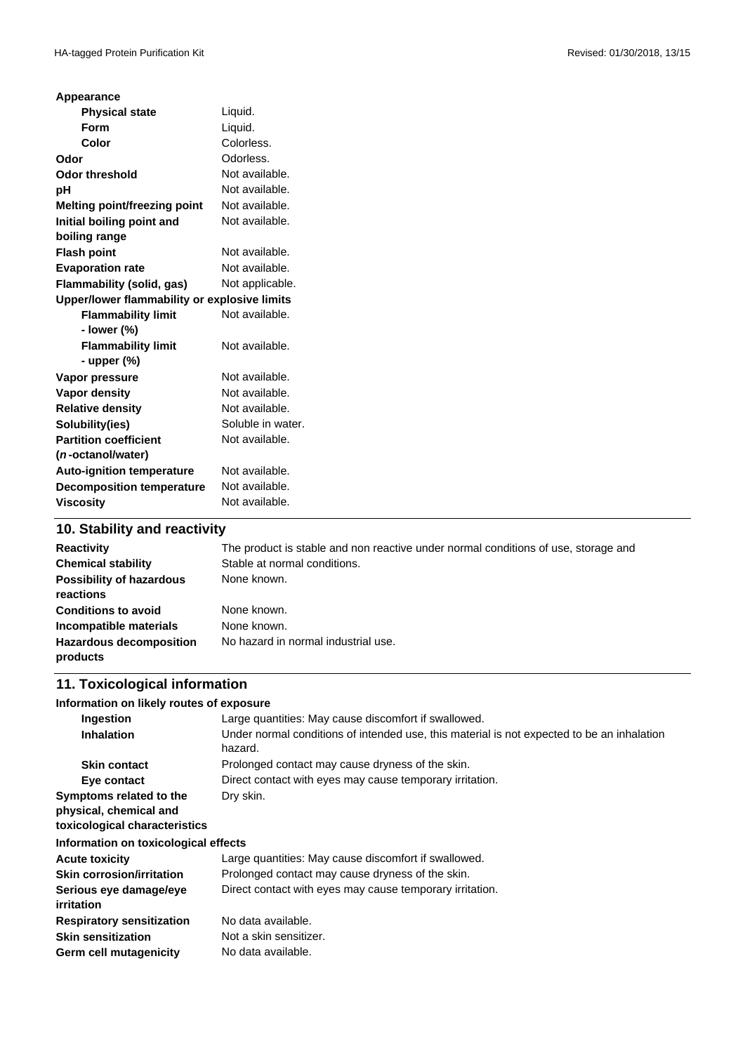| | |
|---|---|
| **Appearance** | |
| **Physical state** | Liquid. |
| **Form** | Liquid. |
| **Color** | Colorless. |
| **Odor** | Odorless. |
| **Odor threshold** | Not available. |
| **pH** | Not available. |
| **Melting point/freezing point** | Not available. |
| **Initial boiling point and boiling range** | Not available. |
| **Flash point** | Not available. |
| **Evaporation rate** | Not available. |
| **Flammability (solid, gas)** | Not applicable. |
| **Upper/lower flammability or explosive limits** | |
| **Flammability limit - lower (%)** | Not available. |
| **Flammability limit - upper (%)** | Not available. |
| **Vapor pressure** | Not available. |
| **Vapor density** | Not available. |
| **Relative density** | Not available. |
| **Solubility(ies)** | Soluble in water. |
| **Partition coefficient (*n*-octanol/water)** | Not available. |
| **Auto-ignition temperature** | Not available. |
| **Decomposition temperature** | Not available. |
| **Viscosity** | Not available. |

## 10. Stability and reactivity

| | |
|---|---|
| **Reactivity** | The product is stable and non reactive under normal conditions of use, storage and |
| **Chemical stability** | Stable at normal conditions. |
| **Possibility of hazardous reactions** | None known. |
| **Conditions to avoid** | None known. |
| **Incompatible materials** | None known. |
| **Hazardous decomposition products** | No hazard in normal industrial use. |

## 11. Toxicological information

| | |
|---|---|
| **Information on likely routes of exposure** | |
| **Ingestion** | Large quantities: May cause discomfort if swallowed. |
| **Inhalation** | Under normal conditions of intended use, this material is not expected to be an inhalation hazard. |
| **Skin contact** | Prolonged contact may cause dryness of the skin. |
| **Eye contact** | Direct contact with eyes may cause temporary irritation. |
| **Symptoms related to the physical, chemical and toxicological characteristics** | Dry skin. |
| **Information on toxicological effects** | |
| **Acute toxicity** | Large quantities: May cause discomfort if swallowed. |
| **Skin corrosion/irritation** | Prolonged contact may cause dryness of the skin. |
| **Serious eye damage/eye irritation** | Direct contact with eyes may cause temporary irritation. |
| **Respiratory sensitization** | No data available. |
| **Skin sensitization** | Not a skin sensitizer. |
| **Germ cell mutagenicity** | No data available. |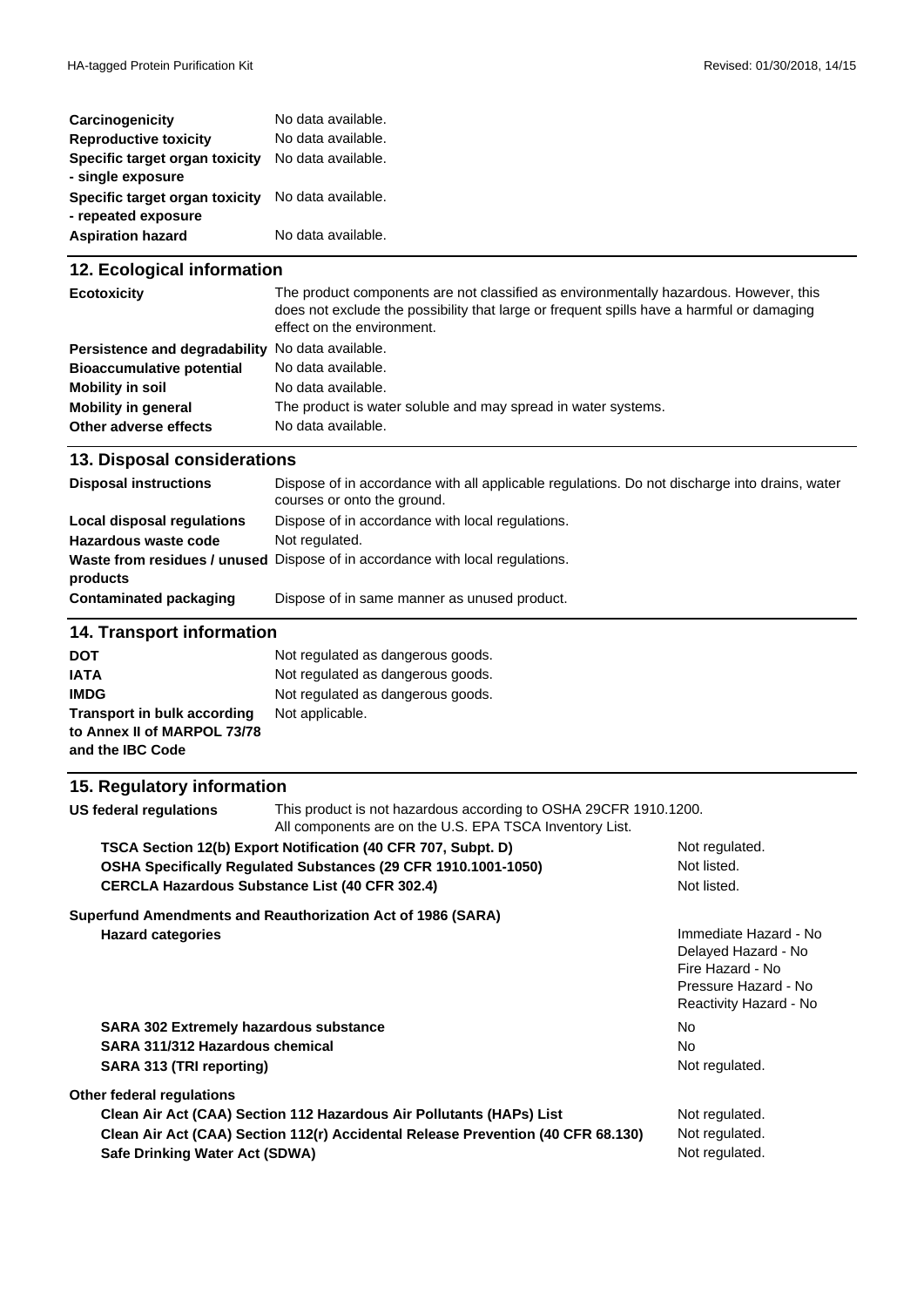| | |
|---|---|
| **Carcinogenicity** | No data available. |
| **Reproductive toxicity** | No data available. |
| **Specific target organ toxicity - single exposure** | No data available. |
| **Specific target organ toxicity - repeated exposure** | No data available. |
| **Aspiration hazard** | No data available. |

## 12. Ecological information

| | |
|---|---|
| **Ecotoxicity** | The product components are not classified as environmentally hazardous. However, this does not exclude the possibility that large or frequent spills have a harmful or damaging effect on the environment. |
| **Persistence and degradability** | No data available. |
| **Bioaccumulative potential** | No data available. |
| **Mobility in soil** | No data available. |
| **Mobility in general** | The product is water soluble and may spread in water systems. |
| **Other adverse effects** | No data available. |

## 13. Disposal considerations

| | |
|---|---|
| **Disposal instructions** | Dispose of in accordance with all applicable regulations. Do not discharge into drains, water courses or onto the ground. |
| **Local disposal regulations** | Dispose of in accordance with local regulations. |
| **Hazardous waste code** | Not regulated. |
| **Waste from residues / unused products** | Dispose of in accordance with local regulations. |
| **Contaminated packaging** | Dispose of in same manner as unused product. |

## 14. Transport information

| | |
|---|---|
| **DOT** | Not regulated as dangerous goods. |
| **IATA** | Not regulated as dangerous goods. |
| **IMDG** | Not regulated as dangerous goods. |
| **Transport in bulk according to Annex II of MARPOL 73/78 and the IBC Code** | Not applicable. |

## 15. Regulatory information

**US federal regulations** This product is not hazardous according to OSHA 29CFR 1910.1200.
All components are on the U.S. EPA TSCA Inventory List.

| | |
|---|---|
| **TSCA Section 12(b) Export Notification (40 CFR 707, Subpt. D)** | Not regulated. |
| **OSHA Specifically Regulated Substances (29 CFR 1910.1001-1050)** | Not listed. |
| **CERCLA Hazardous Substance List (40 CFR 302.4)** | Not listed. |

**Superfund Amendments and Reauthorization Act of 1986 (SARA)**

| | |
|---|---|
| **Hazard categories** | Immediate Hazard - No<br>Delayed Hazard - No<br>Fire Hazard - No<br>Pressure Hazard - No<br>Reactivity Hazard - No |
| **SARA 302 Extremely hazardous substance** | No |
| **SARA 311/312 Hazardous chemical** | No |
| **SARA 313 (TRI reporting)** | Not regulated. |

**Other federal regulations**

| | |
|---|---|
| **Clean Air Act (CAA) Section 112 Hazardous Air Pollutants (HAPs) List** | Not regulated. |
| **Clean Air Act (CAA) Section 112(r) Accidental Release Prevention (40 CFR 68.130)** | Not regulated. |
| **Safe Drinking Water Act (SDWA)** | Not regulated. |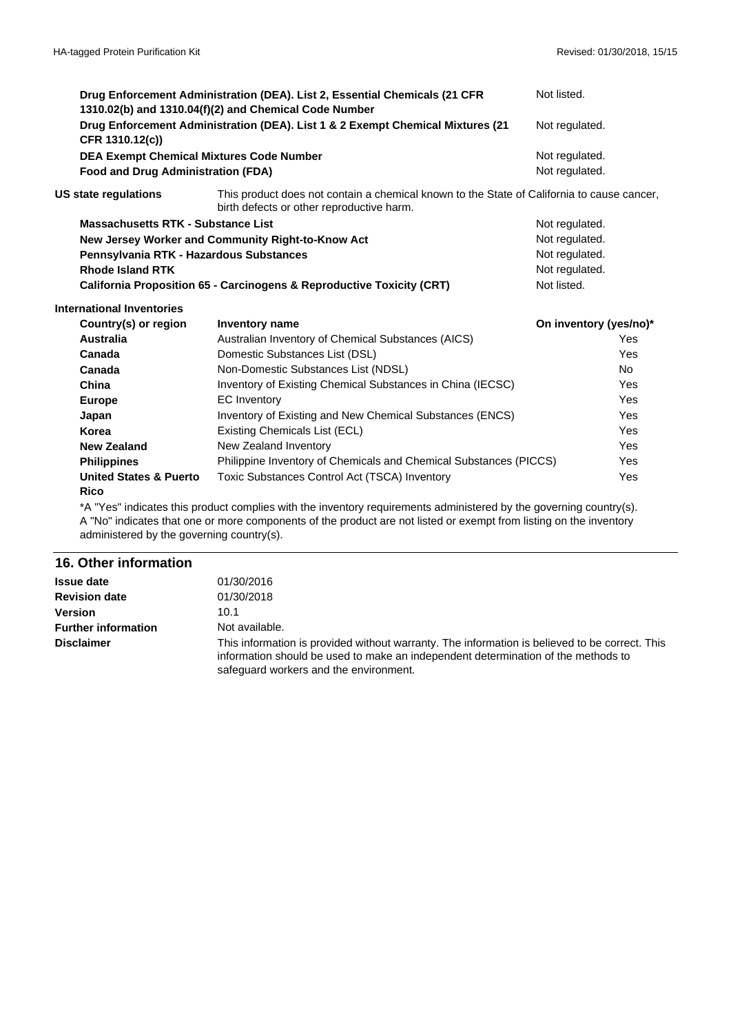| | |
|---|---|
| **Drug Enforcement Administration (DEA). List 2, Essential Chemicals (21 CFR 1310.02(b) and 1310.04(f)(2) and Chemical Code Number** | Not listed. |
| **Drug Enforcement Administration (DEA). List 1 & 2 Exempt Chemical Mixtures (21 CFR 1310.12(c))** | Not regulated. |
| **DEA Exempt Chemical Mixtures Code Number** | Not regulated. |
| **Food and Drug Administration (FDA)** | Not regulated. |

**US state regulations** This product does not contain a chemical known to the State of California to cause cancer, birth defects or other reproductive harm.

| | |
|---|---|
| **Massachusetts RTK - Substance List** | Not regulated. |
| **New Jersey Worker and Community Right-to-Know Act** | Not regulated. |
| **Pennsylvania RTK - Hazardous Substances** | Not regulated. |
| **Rhode Island RTK** | Not regulated. |
| **California Proposition 65 - Carcinogens & Reproductive Toxicity (CRT)** | Not listed. |

**International Inventories**

| Country(s) or region | Inventory name | On inventory (yes/no)* |
|---|---|---|
| **Australia** | Australian Inventory of Chemical Substances (AICS) | Yes |
| **Canada** | Domestic Substances List (DSL) | Yes |
| **Canada** | Non-Domestic Substances List (NDSL) | No |
| **China** | Inventory of Existing Chemical Substances in China (IECSC) | Yes |
| **Europe** | EC Inventory | Yes |
| **Japan** | Inventory of Existing and New Chemical Substances (ENCS) | Yes |
| **Korea** | Existing Chemicals List (ECL) | Yes |
| **New Zealand** | New Zealand Inventory | Yes |
| **Philippines** | Philippine Inventory of Chemicals and Chemical Substances (PICCS) | Yes |
| **United States & Puerto Rico** | Toxic Substances Control Act (TSCA) Inventory | Yes |

*A "Yes" indicates this product complies with the inventory requirements administered by the governing country(s).
A "No" indicates that one or more components of the product are not listed or exempt from listing on the inventory administered by the governing country(s).

## 16. Other information

| | |
|---|---|
| **Issue date** | 01/30/2016 |
| **Revision date** | 01/30/2018 |
| **Version** | 10.1 |
| **Further information** | Not available. |
| **Disclaimer** | This information is provided without warranty. The information is believed to be correct. This information should be used to make an independent determination of the methods to safeguard workers and the environment. |